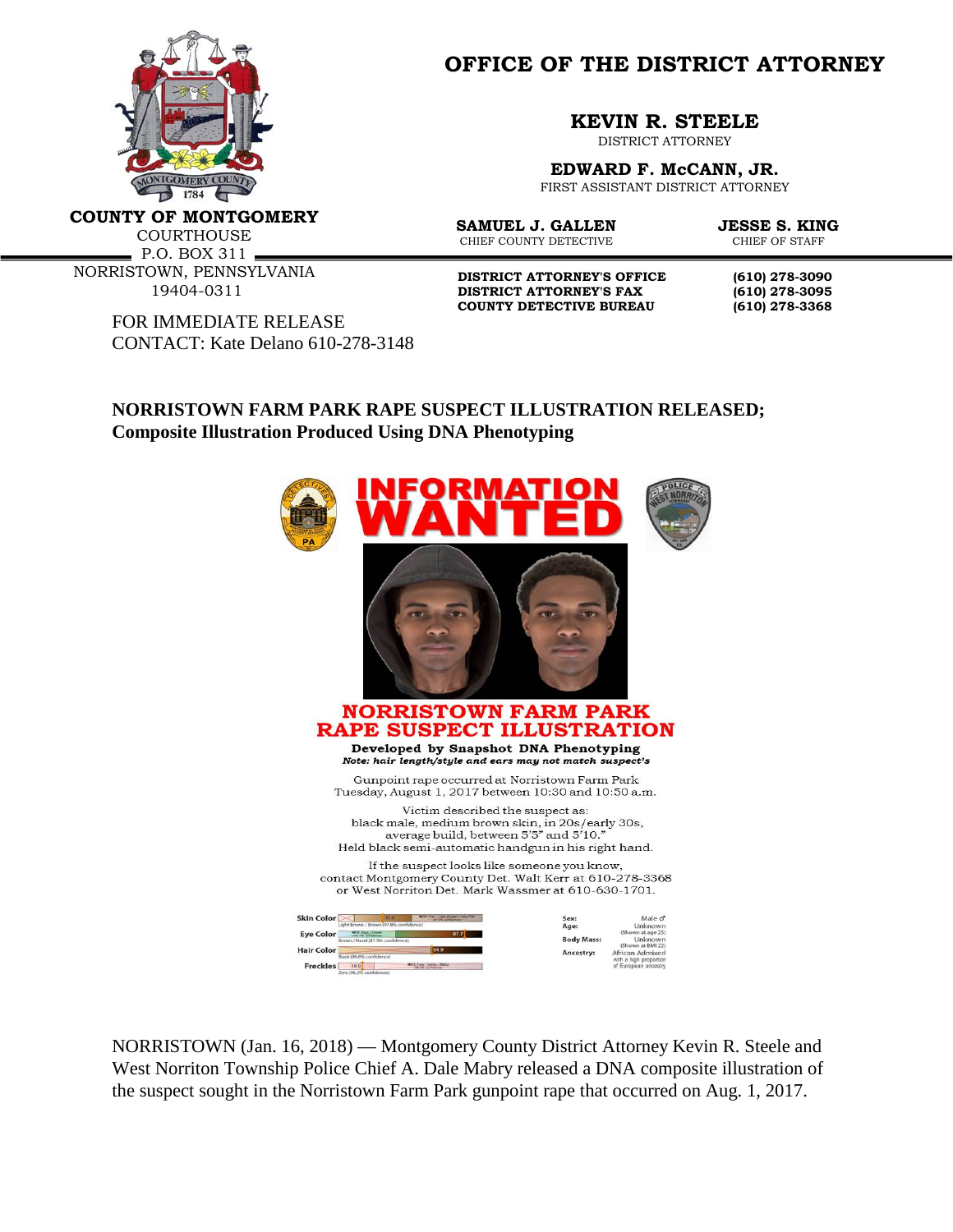# OFFICE OF THE DISTRICT ATTORNEY

**COUNTY OF MONTGOMERY**
COURTHOUSE
P.O. BOX 311
NORRISTOWN, PENNSYLVANIA
19404-0311

**KEVIN R. STEELE**
DISTRICT ATTORNEY

**EDWARD F. McCANN, JR.**
FIRST ASSISTANT DISTRICT ATTORNEY

**SAMUEL J. GALLEN**
CHIEF COUNTY DETECTIVE

**JESSE S. KING**
CHIEF OF STAFF

| | |
|---|---|
| **DISTRICT ATTORNEY'S OFFICE** | **(610) 278-3090** |
| **DISTRICT ATTORNEY'S FAX** | **(610) 278-3095** |
| **COUNTY DETECTIVE BUREAU** | **(610) 278-3368** |

FOR IMMEDIATE RELEASE
CONTACT: Kate Delano 610-278-3148

## NORRISTOWN FARM PARK RAPE SUSPECT ILLUSTRATION RELEASED;
### Composite Illustration Produced Using DNA Phenotyping

**INFORMATION WANTED**

**NORRISTOWN FARM PARK RAPE SUSPECT ILLUSTRATION**

**Developed by Snapshot DNA Phenotyping**
***Note: hair length/style and ears may not match suspect's***

Gunpoint rape occurred at Norristown Farm Park
Tuesday, August 1, 2017 between 10:30 and 10:50 a.m.

Victim described the suspect as:
black male, medium brown skin, in 20s/early 30s,
average build, between 5'5" and 5'10."
Held black semi-automatic handgun in his right hand.

If the suspect looks like someone you know,
contact Montgomery County Det. Walt Kerr at 610-278-3368
or West Norriton Det. Mark Wassmer at 610-630-1701.

| | |
|---|---|
| **Skin Color** | Light Brown / Brown (97.8% confidence) |
| **Eye Color** | Brown / Hazel (87.5% confidence) |
| **Hair Color** | Black (96.6% confidence) |
| **Freckles** | Zero (96.2% confidence) |

| | |
|---|---|
| **Sex:** | Male ♂ |
| **Age:** | Unknown (Shown at age 25) |
| **Body Mass:** | Unknown (Shown at BMI 22) |
| **Ancestry:** | African Admixed with a high proportion of European ancestry |

NORRISTOWN (Jan. 16, 2018) — Montgomery County District Attorney Kevin R. Steele and West Norriton Township Police Chief A. Dale Mabry released a DNA composite illustration of the suspect sought in the Norristown Farm Park gunpoint rape that occurred on Aug. 1, 2017.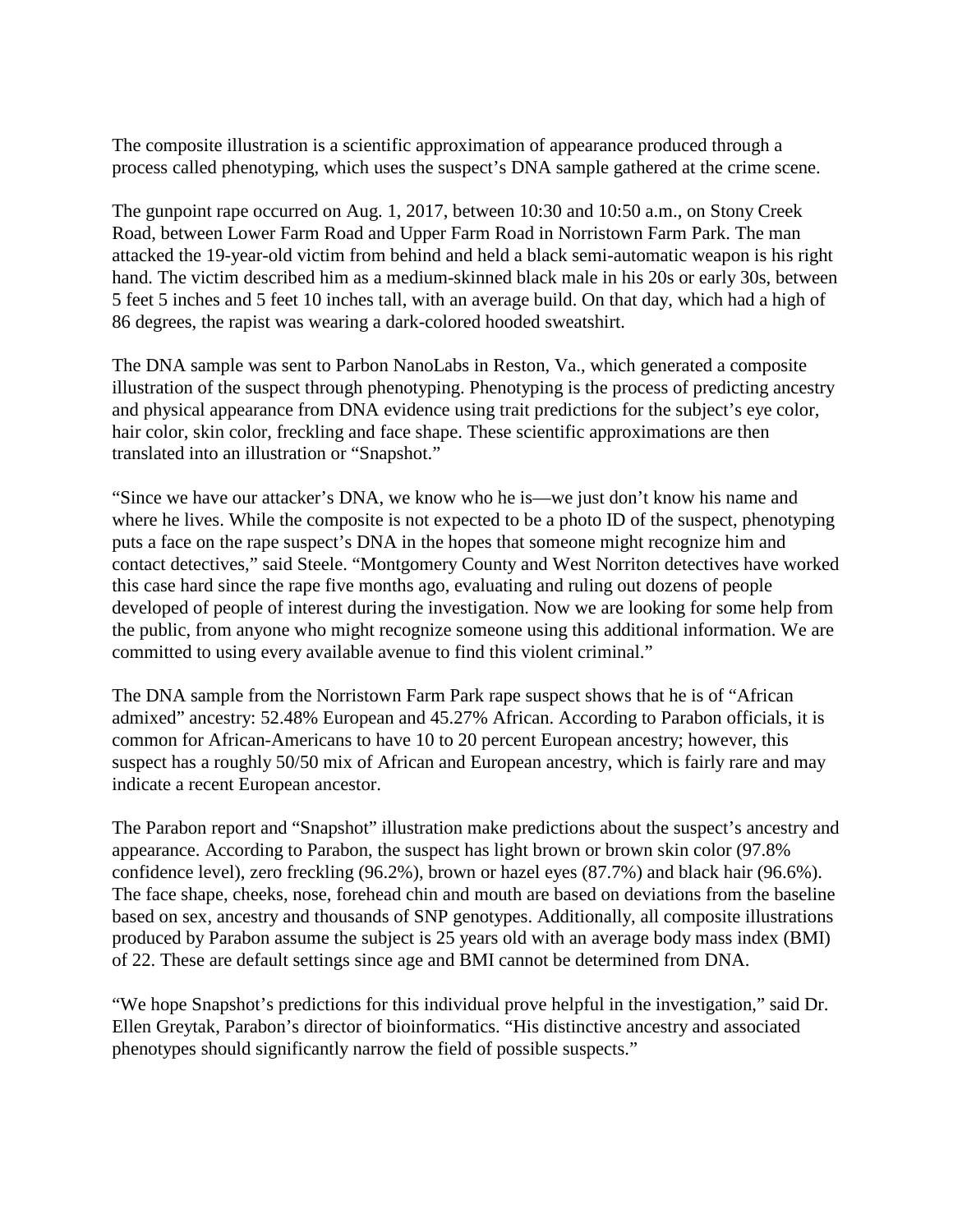The composite illustration is a scientific approximation of appearance produced through a process called phenotyping, which uses the suspect's DNA sample gathered at the crime scene.

The gunpoint rape occurred on Aug. 1, 2017, between 10:30 and 10:50 a.m., on Stony Creek Road, between Lower Farm Road and Upper Farm Road in Norristown Farm Park. The man attacked the 19-year-old victim from behind and held a black semi-automatic weapon is his right hand. The victim described him as a medium-skinned black male in his 20s or early 30s, between 5 feet 5 inches and 5 feet 10 inches tall, with an average build. On that day, which had a high of 86 degrees, the rapist was wearing a dark-colored hooded sweatshirt.

The DNA sample was sent to Parbon NanoLabs in Reston, Va., which generated a composite illustration of the suspect through phenotyping. Phenotyping is the process of predicting ancestry and physical appearance from DNA evidence using trait predictions for the subject's eye color, hair color, skin color, freckling and face shape. These scientific approximations are then translated into an illustration or "Snapshot."

"Since we have our attacker's DNA, we know who he is—we just don't know his name and where he lives. While the composite is not expected to be a photo ID of the suspect, phenotyping puts a face on the rape suspect's DNA in the hopes that someone might recognize him and contact detectives," said Steele. "Montgomery County and West Norriton detectives have worked this case hard since the rape five months ago, evaluating and ruling out dozens of people developed of people of interest during the investigation. Now we are looking for some help from the public, from anyone who might recognize someone using this additional information. We are committed to using every available avenue to find this violent criminal."

The DNA sample from the Norristown Farm Park rape suspect shows that he is of "African admixed" ancestry: 52.48% European and 45.27% African. According to Parbon officials, it is common for African-Americans to have 10 to 20 percent European ancestry; however, this suspect has a roughly 50/50 mix of African and European ancestry, which is fairly rare and may indicate a recent European ancestor.

The Parabon report and "Snapshot" illustration make predictions about the suspect's ancestry and appearance. According to Parabon, the suspect has light brown or brown skin color (97.8% confidence level), zero freckling (96.2%), brown or hazel eyes (87.7%) and black hair (96.6%). The face shape, cheeks, nose, forehead chin and mouth are based on deviations from the baseline based on sex, ancestry and thousands of SNP genotypes. Additionally, all composite illustrations produced by Parabon assume the subject is 25 years old with an average body mass index (BMI) of 22. These are default settings since age and BMI cannot be determined from DNA.

"We hope Snapshot's predictions for this individual prove helpful in the investigation," said Dr. Ellen Greytak, Parabon's director of bioinformatics. "His distinctive ancestry and associated phenotypes should significantly narrow the field of possible suspects."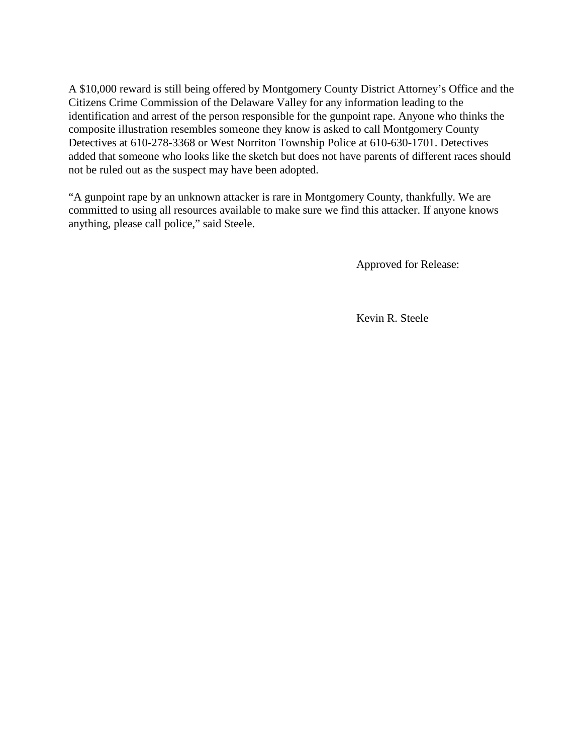A $10,000 reward is still being offered by Montgomery County District Attorney's Office and the Citizens Crime Commission of the Delaware Valley for any information leading to the identification and arrest of the person responsible for the gunpoint rape. Anyone who thinks the composite illustration resembles someone they know is asked to call Montgomery County Detectives at 610-278-3368 or West Norriton Township Police at 610-630-1701. Detectives added that someone who looks like the sketch but does not have parents of different races should not be ruled out as the suspect may have been adopted.

"A gunpoint rape by an unknown attacker is rare in Montgomery County, thankfully. We are committed to using all resources available to make sure we find this attacker. If anyone knows anything, please call police," said Steele.

Approved for Release:

Kevin R. Steele